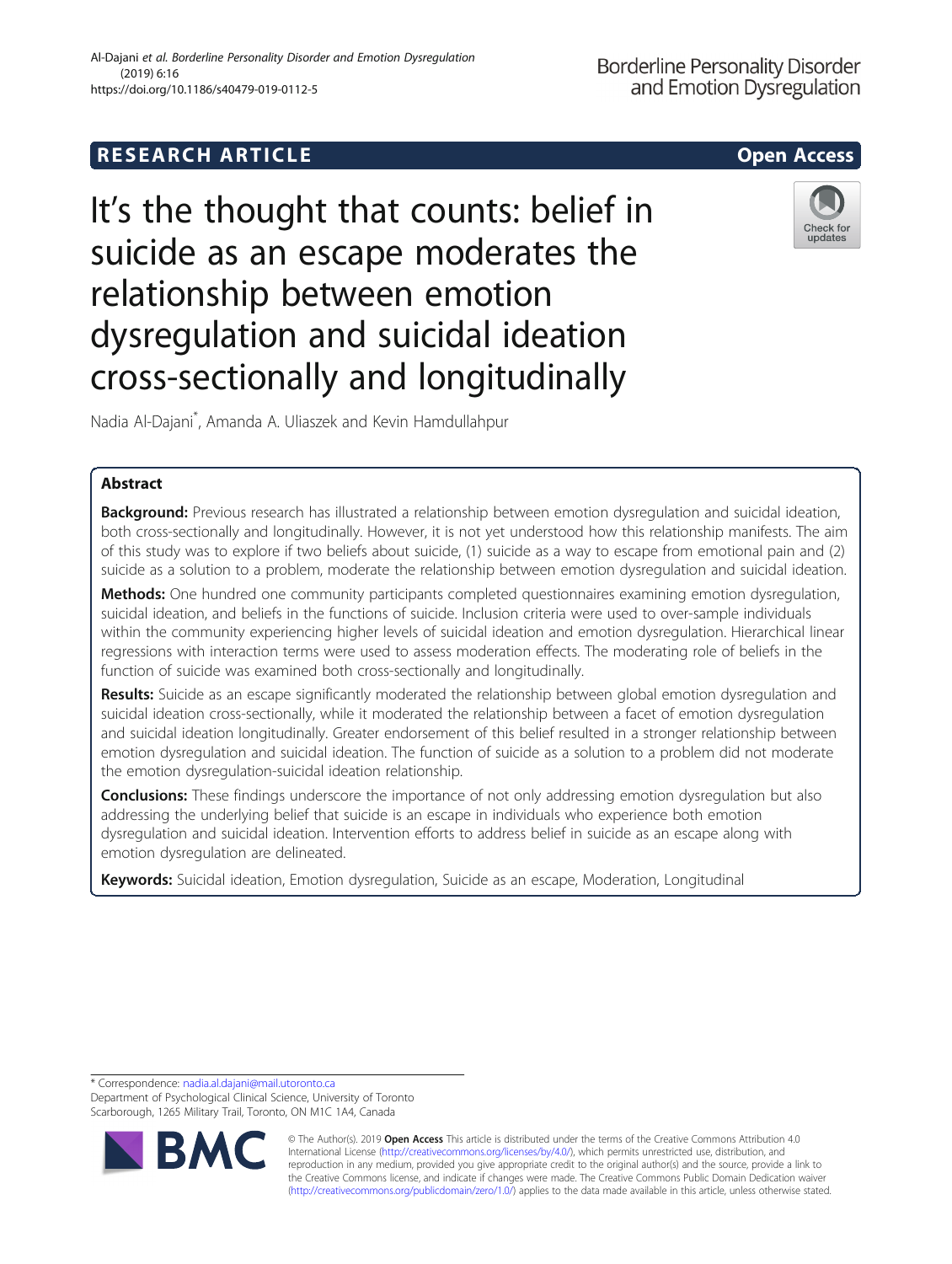# It's the thought that counts: belief in suicide as an escape moderates the relationship between emotion dysregulation and suicidal ideation cross-sectionally and longitudinally

Nadia Al-Dajani*, Amanda A. Uliaszek and Kevin Hamdullahpur

## Abstract

**Background:** Previous research has illustrated a relationship between emotion dysregulation and suicidal ideation, both cross-sectionally and longitudinally. However, it is not yet understood how this relationship manifests. The aim of this study was to explore if two beliefs about suicide, (1) suicide as a way to escape from emotional pain and (2) suicide as a solution to a problem, moderate the relationship between emotion dysregulation and suicidal ideation.

**Methods:** One hundred one community participants completed questionnaires examining emotion dysregulation, suicidal ideation, and beliefs in the functions of suicide. Inclusion criteria were used to over-sample individuals within the community experiencing higher levels of suicidal ideation and emotion dysregulation. Hierarchical linear regressions with interaction terms were used to assess moderation effects. The moderating role of beliefs in the function of suicide was examined both cross-sectionally and longitudinally.

**Results:** Suicide as an escape significantly moderated the relationship between global emotion dysregulation and suicidal ideation cross-sectionally, while it moderated the relationship between a facet of emotion dysregulation and suicidal ideation longitudinally. Greater endorsement of this belief resulted in a stronger relationship between emotion dysregulation and suicidal ideation. The function of suicide as a solution to a problem did not moderate the emotion dysregulation-suicidal ideation relationship.

**Conclusions:** These findings underscore the importance of not only addressing emotion dysregulation but also addressing the underlying belief that suicide is an escape in individuals who experience both emotion dysregulation and suicidal ideation. Intervention efforts to address belief in suicide as an escape along with emotion dysregulation are delineated.

**Keywords:** Suicidal ideation, Emotion dysregulation, Suicide as an escape, Moderation, Longitudinal

---

* Correspondence: nadia.al.dajani@mail.utoronto.ca
Department of Psychological Clinical Science, University of Toronto Scarborough, 1265 Military Trail, Toronto, ON M1C 1A4, Canada

© The Author(s). 2019 **Open Access** This article is distributed under the terms of the Creative Commons Attribution 4.0 International License (http://creativecommons.org/licenses/by/4.0/), which permits unrestricted use, distribution, and reproduction in any medium, provided you give appropriate credit to the original author(s) and the source, provide a link to the Creative Commons license, and indicate if changes were made. The Creative Commons Public Domain Dedication waiver (http://creativecommons.org/publicdomain/zero/1.0/) applies to the data made available in this article, unless otherwise stated.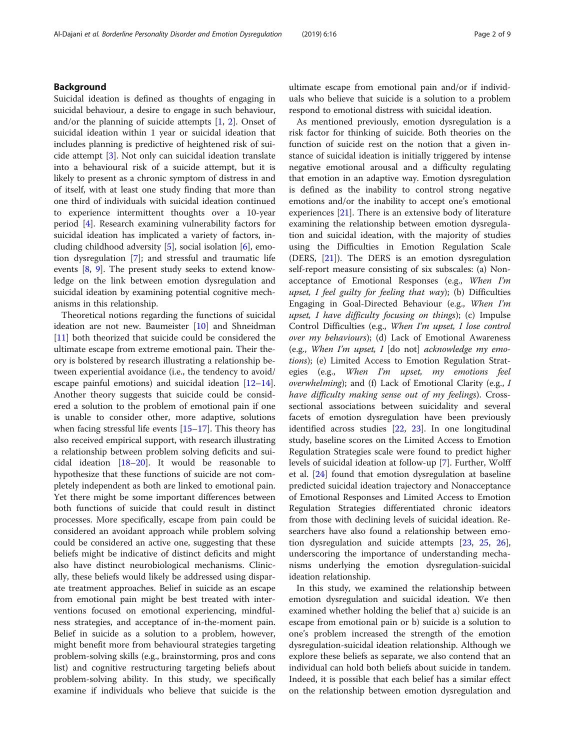## Background

Suicidal ideation is defined as thoughts of engaging in suicidal behaviour, a desire to engage in such behaviour, and/or the planning of suicide attempts [1, 2]. Onset of suicidal ideation within 1 year or suicidal ideation that includes planning is predictive of heightened risk of suicide attempt [3]. Not only can suicidal ideation translate into a behavioural risk of a suicide attempt, but it is likely to present as a chronic symptom of distress in and of itself, with at least one study finding that more than one third of individuals with suicidal ideation continued to experience intermittent thoughts over a 10-year period [4]. Research examining vulnerability factors for suicidal ideation has implicated a variety of factors, including childhood adversity [5], social isolation [6], emotion dysregulation [7]; and stressful and traumatic life events [8, 9]. The present study seeks to extend knowledge on the link between emotion dysregulation and suicidal ideation by examining potential cognitive mechanisms in this relationship.

Theoretical notions regarding the functions of suicidal ideation are not new. Baumeister [10] and Shneidman [11] both theorized that suicide could be considered the ultimate escape from extreme emotional pain. Their theory is bolstered by research illustrating a relationship between experiential avoidance (i.e., the tendency to avoid/escape painful emotions) and suicidal ideation [12–14]. Another theory suggests that suicide could be considered a solution to the problem of emotional pain if one is unable to consider other, more adaptive, solutions when facing stressful life events [15–17]. This theory has also received empirical support, with research illustrating a relationship between problem solving deficits and suicidal ideation [18–20]. It would be reasonable to hypothesize that these functions of suicide are not completely independent as both are linked to emotional pain. Yet there might be some important differences between both functions of suicide that could result in distinct processes. More specifically, escape from pain could be considered an avoidant approach while problem solving could be considered an active one, suggesting that these beliefs might be indicative of distinct deficits and might also have distinct neurobiological mechanisms. Clinically, these beliefs would likely be addressed using disparate treatment approaches. Belief in suicide as an escape from emotional pain might be best treated with interventions focused on emotional experiencing, mindfulness strategies, and acceptance of in-the-moment pain. Belief in suicide as a solution to a problem, however, might benefit more from behavioural strategies targeting problem-solving skills (e.g., brainstorming, pros and cons list) and cognitive restructuring targeting beliefs about problem-solving ability. In this study, we specifically examine if individuals who believe that suicide is the ultimate escape from emotional pain and/or if individuals who believe that suicide is a solution to a problem respond to emotional distress with suicidal ideation.

As mentioned previously, emotion dysregulation is a risk factor for thinking of suicide. Both theories on the function of suicide rest on the notion that a given instance of suicidal ideation is initially triggered by intense negative emotional arousal and a difficulty regulating that emotion in an adaptive way. Emotion dysregulation is defined as the inability to control strong negative emotions and/or the inability to accept one's emotional experiences [21]. There is an extensive body of literature examining the relationship between emotion dysregulation and suicidal ideation, with the majority of studies using the Difficulties in Emotion Regulation Scale (DERS, [21]). The DERS is an emotion dysregulation self-report measure consisting of six subscales: (a) Nonacceptance of Emotional Responses (e.g., *When I'm upset, I feel guilty for feeling that way*); (b) Difficulties Engaging in Goal-Directed Behaviour (e.g., *When I'm upset, I have difficulty focusing on things*); (c) Impulse Control Difficulties (e.g., *When I'm upset, I lose control over my behaviours*); (d) Lack of Emotional Awareness (e.g., *When I'm upset, I* [do not] *acknowledge my emotions*); (e) Limited Access to Emotion Regulation Strategies (e.g., *When I'm upset, my emotions feel overwhelming*); and (f) Lack of Emotional Clarity (e.g., *I have difficulty making sense out of my feelings*). Cross-sectional associations between suicidality and several facets of emotion dysregulation have been previously identified across studies [22, 23]. In one longitudinal study, baseline scores on the Limited Access to Emotion Regulation Strategies scale were found to predict higher levels of suicidal ideation at follow-up [7]. Further, Wolff et al. [24] found that emotion dysregulation at baseline predicted suicidal ideation trajectory and Nonacceptance of Emotional Responses and Limited Access to Emotion Regulation Strategies differentiated chronic ideators from those with declining levels of suicidal ideation. Researchers have also found a relationship between emotion dysregulation and suicide attempts [23, 25, 26], underscoring the importance of understanding mechanisms underlying the emotion dysregulation-suicidal ideation relationship.

In this study, we examined the relationship between emotion dysregulation and suicidal ideation. We then examined whether holding the belief that a) suicide is an escape from emotional pain or b) suicide is a solution to one's problem increased the strength of the emotion dysregulation-suicidal ideation relationship. Although we explore these beliefs as separate, we also contend that an individual can hold both beliefs about suicide in tandem. Indeed, it is possible that each belief has a similar effect on the relationship between emotion dysregulation and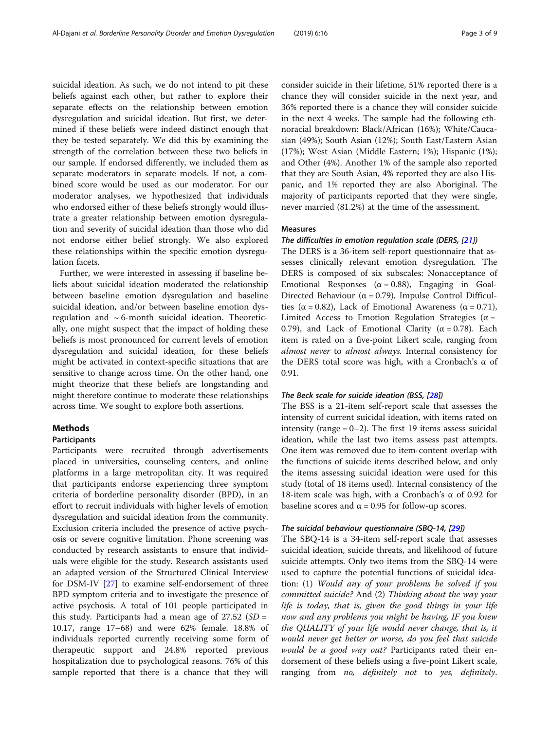suicidal ideation. As such, we do not intend to pit these beliefs against each other, but rather to explore their separate effects on the relationship between emotion dysregulation and suicidal ideation. But first, we determined if these beliefs were indeed distinct enough that they be tested separately. We did this by examining the strength of the correlation between these two beliefs in our sample. If endorsed differently, we included them as separate moderators in separate models. If not, a combined score would be used as our moderator. For our moderator analyses, we hypothesized that individuals who endorsed either of these beliefs strongly would illustrate a greater relationship between emotion dysregulation and severity of suicidal ideation than those who did not endorse either belief strongly. We also explored these relationships within the specific emotion dysregulation facets.

Further, we were interested in assessing if baseline beliefs about suicidal ideation moderated the relationship between baseline emotion dysregulation and baseline suicidal ideation, and/or between baseline emotion dysregulation and ~ 6-month suicidal ideation. Theoretically, one might suspect that the impact of holding these beliefs is most pronounced for current levels of emotion dysregulation and suicidal ideation, for these beliefs might be activated in context-specific situations that are sensitive to change across time. On the other hand, one might theorize that these beliefs are longstanding and might therefore continue to moderate these relationships across time. We sought to explore both assertions.

## Methods

### Participants

Participants were recruited through advertisements placed in universities, counseling centers, and online platforms in a large metropolitan city. It was required that participants endorse experiencing three symptom criteria of borderline personality disorder (BPD), in an effort to recruit individuals with higher levels of emotion dysregulation and suicidal ideation from the community. Exclusion criteria included the presence of active psychosis or severe cognitive limitation. Phone screening was conducted by research assistants to ensure that individuals were eligible for the study. Research assistants used an adapted version of the Structured Clinical Interview for DSM-IV [27] to examine self-endorsement of three BPD symptom criteria and to investigate the presence of active psychosis. A total of 101 people participated in this study. Participants had a mean age of 27.52 (*SD* = 10.17, range 17–68) and were 62% female. 18.8% of individuals reported currently receiving some form of therapeutic support and 24.8% reported previous hospitalization due to psychological reasons. 76% of this sample reported that there is a chance that they will consider suicide in their lifetime, 51% reported there is a chance they will consider suicide in the next year, and 36% reported there is a chance they will consider suicide in the next 4 weeks. The sample had the following ethnoracial breakdown: Black/African (16%); White/Caucasian (49%); South Asian (12%); South East/Eastern Asian (17%); West Asian (Middle Eastern; 1%); Hispanic (1%); and Other (4%). Another 1% of the sample also reported that they are South Asian, 4% reported they are also Hispanic, and 1% reported they are also Aboriginal. The majority of participants reported that they were single, never married (81.2%) at the time of the assessment.

### Measures

#### The difficulties in emotion regulation scale (DERS, [21])

The DERS is a 36-item self-report questionnaire that assesses clinically relevant emotion dysregulation. The DERS is composed of six subscales: Nonacceptance of Emotional Responses (α = 0.88), Engaging in Goal-Directed Behaviour (α = 0.79), Impulse Control Difficulties (α = 0.82), Lack of Emotional Awareness (α = 0.71), Limited Access to Emotion Regulation Strategies (α = 0.79), and Lack of Emotional Clarity (α = 0.78). Each item is rated on a five-point Likert scale, ranging from *almost never* to *almost always*. Internal consistency for the DERS total score was high, with a Cronbach's α of 0.91.

#### The Beck scale for suicide ideation (BSS, [28])

The BSS is a 21-item self-report scale that assesses the intensity of current suicidal ideation, with items rated on intensity (range = 0–2). The first 19 items assess suicidal ideation, while the last two items assess past attempts. One item was removed due to item-content overlap with the functions of suicide items described below, and only the items assessing suicidal ideation were used for this study (total of 18 items used). Internal consistency of the 18-item scale was high, with a Cronbach's α of 0.92 for baseline scores and α = 0.95 for follow-up scores.

#### The suicidal behaviour questionnaire (SBQ-14, [29])

The SBQ-14 is a 34-item self-report scale that assesses suicidal ideation, suicide threats, and likelihood of future suicide attempts. Only two items from the SBQ-14 were used to capture the potential functions of suicidal ideation: (1) *Would any of your problems be solved if you committed suicide?* And (2) *Thinking about the way your life is today, that is, given the good things in your life now and any problems you might be having, IF you knew the QUALITY of your life would never change, that is, it would never get better or worse, do you feel that suicide would be a good way out?* Participants rated their endorsement of these beliefs using a five-point Likert scale, ranging from *no, definitely not* to *yes, definitely*.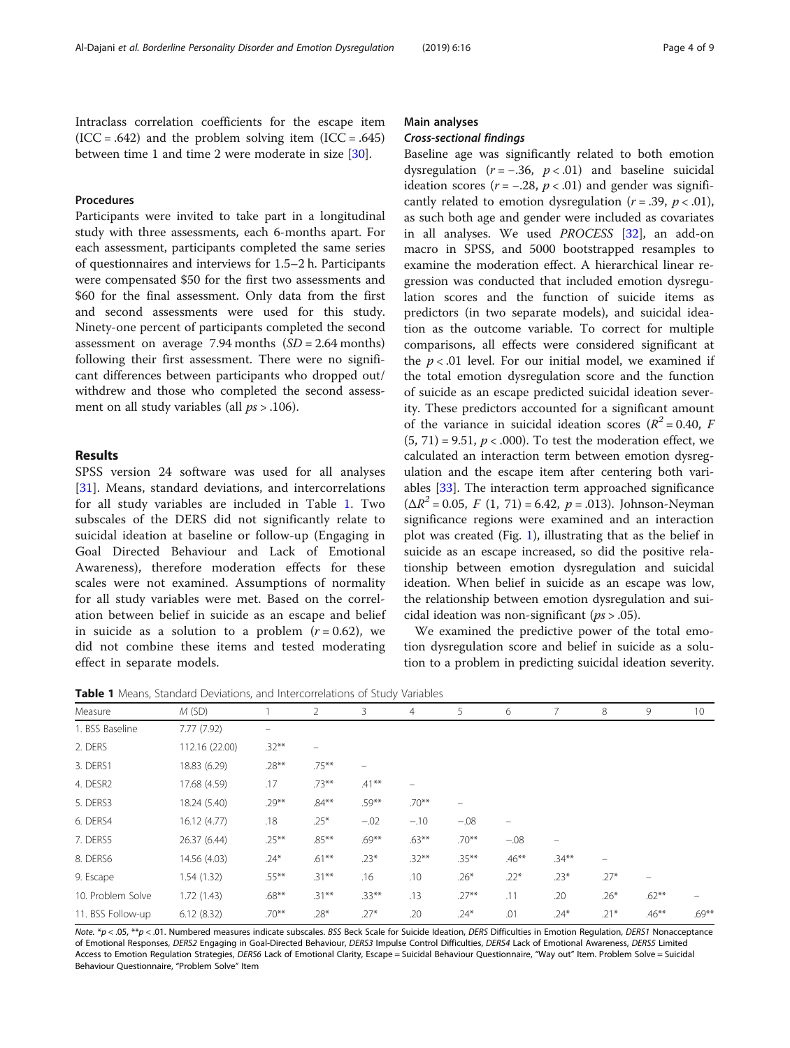Intraclass correlation coefficients for the escape item (ICC = .642) and the problem solving item (ICC = .645) between time 1 and time 2 were moderate in size [30].

### Procedures

Participants were invited to take part in a longitudinal study with three assessments, each 6-months apart. For each assessment, participants completed the same series of questionnaires and interviews for 1.5–2 h. Participants were compensated $50 for the first two assessments and $60 for the final assessment. Only data from the first and second assessments were used for this study. Ninety-one percent of participants completed the second assessment on average 7.94 months (*SD* = 2.64 months) following their first assessment. There were no significant differences between participants who dropped out/withdrew and those who completed the second assessment on all study variables (all *ps* > .106).

## Results

SPSS version 24 software was used for all analyses [31]. Means, standard deviations, and intercorrelations for all study variables are included in Table 1. Two subscales of the DERS did not significantly relate to suicidal ideation at baseline or follow-up (Engaging in Goal Directed Behaviour and Lack of Emotional Awareness), therefore moderation effects for these scales were not examined. Assumptions of normality for all study variables were met. Based on the correlation between belief in suicide as an escape and belief in suicide as a solution to a problem ($r = 0.62$), we did not combine these items and tested moderating effect in separate models.

### Main analyses

#### *Cross-sectional findings*

Baseline age was significantly related to both emotion dysregulation ($r = -.36$, $p < .01$) and baseline suicidal ideation scores ($r = -.28$, $p < .01$) and gender was significantly related to emotion dysregulation ($r = .39$, $p < .01$), as such both age and gender were included as covariates in all analyses. We used *PROCESS* [32], an add-on macro in SPSS, and 5000 bootstrapped resamples to examine the moderation effect. A hierarchical linear regression was conducted that included emotion dysregulation scores and the function of suicide items as predictors (in two separate models), and suicidal ideation as the outcome variable. To correct for multiple comparisons, all effects were considered significant at the $p < .01$ level. For our initial model, we examined if the total emotion dysregulation score and the function of suicide as an escape predicted suicidal ideation severity. These predictors accounted for a significant amount of the variance in suicidal ideation scores ($R^2 = 0.40$, $F(5, 71) = 9.51$, $p < .000$). To test the moderation effect, we calculated an interaction term between emotion dysregulation and the escape item after centering both variables [33]. The interaction term approached significance ($\Delta R^2 = 0.05$, $F(1, 71) = 6.42$, $p = .013$). Johnson-Neyman significance regions were examined and an interaction plot was created (Fig. 1), illustrating that as the belief in suicide as an escape increased, so did the positive relationship between emotion dysregulation and suicidal ideation. When belief in suicide as an escape was low, the relationship between emotion dysregulation and suicidal ideation was non-significant (*ps* > .05).

We examined the predictive power of the total emotion dysregulation score and belief in suicide as a solution to a problem in predicting suicidal ideation severity.

**Table 1** Means, Standard Deviations, and Intercorrelations of Study Variables

| Measure | *M* (SD) | 1 | 2 | 3 | 4 | 5 | 6 | 7 | 8 | 9 | 10 |
|---|---|---|---|---|---|---|---|---|---|---|---|
| 1. BSS Baseline | 7.77 (7.92) | – | | | | | | | | | |
| 2. DERS | 112.16 (22.00) | .32** | – | | | | | | | | |
| 3. DERS1 | 18.83 (6.29) | .28** | .75** | – | | | | | | | |
| 4. DESR2 | 17.68 (4.59) | .17 | .73** | .41** | – | | | | | | |
| 5. DERS3 | 18.24 (5.40) | .29** | .84** | .59** | .70** | – | | | | | |
| 6. DERS4 | 16.12 (4.77) | .18 | .25* | −.02 | −.10 | −.08 | – | | | | |
| 7. DERS5 | 26.37 (6.44) | .25** | .85** | .69** | .63** | .70** | −.08 | – | | | |
| 8. DERS6 | 14.56 (4.03) | .24* | .61** | .23* | .32** | .35** | .46** | .34** | – | | |
| 9. Escape | 1.54 (1.32) | .55** | .31** | .16 | .10 | .26* | .22* | .23* | .27* | – | |
| 10. Problem Solve | 1.72 (1.43) | .68** | .31** | .33** | .13 | .27** | .11 | .20 | .26* | .62** | – |
| 11. BSS Follow-up | 6.12 (8.32) | .70** | .28* | .27* | .20 | .24* | .01 | .24* | .21* | .46** | .69** |

*Note.* *p < .05, **p < .01. Numbered measures indicate subscales. *BSS* Beck Scale for Suicide Ideation, *DERS* Difficulties in Emotion Regulation, *DERS1* Nonacceptance of Emotional Responses, *DERS2* Engaging in Goal-Directed Behaviour, *DERS3* Impulse Control Difficulties, *DERS4* Lack of Emotional Awareness, *DERS5* Limited Access to Emotion Regulation Strategies, *DERS6* Lack of Emotional Clarity, Escape = Suicidal Behaviour Questionnaire, "Way out" Item. Problem Solve = Suicidal Behaviour Questionnaire, "Problem Solve" Item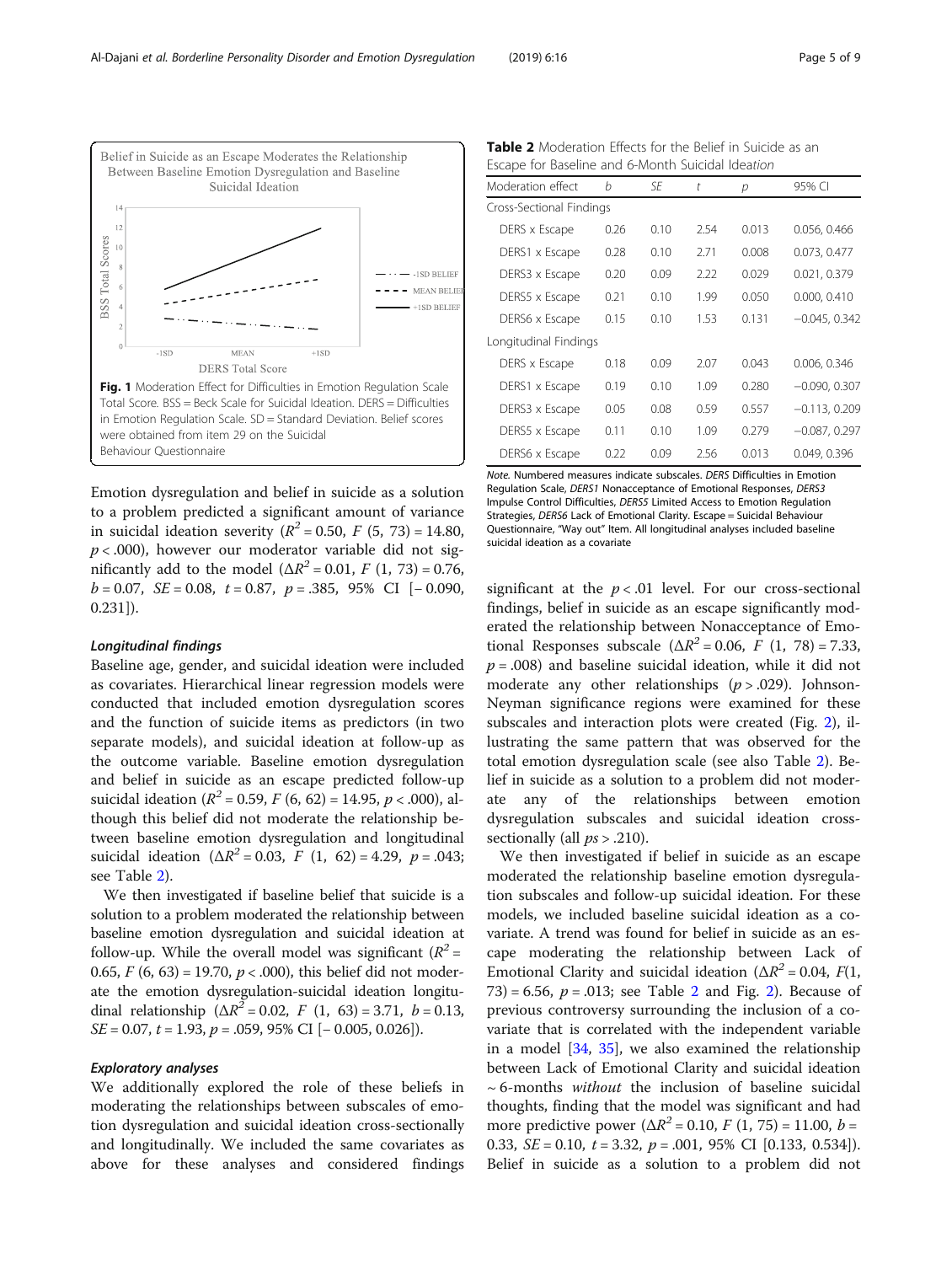Fig. 1 Moderation Effect for Difficulties in Emotion Regulation Scale Total Score. BSS = Beck Scale for Suicidal Ideation. DERS = Difficulties in Emotion Regulation Scale. SD = Standard Deviation. Belief scores were obtained from item 29 on the Suicidal Behaviour Questionnaire

Emotion dysregulation and belief in suicide as a solution to a problem predicted a significant amount of variance in suicidal ideation severity ($R^2 = 0.50$, $F$ (5, 73) = 14.80, $p < .000$), however our moderator variable did not significantly add to the model ($\Delta R^2 = 0.01$, $F$ (1, 73) = 0.76, $b = 0.07$, $SE = 0.08$, $t = 0.87$, $p = .385$, 95% CI [− 0.090, 0.231]).

#### Longitudinal findings

Baseline age, gender, and suicidal ideation were included as covariates. Hierarchical linear regression models were conducted that included emotion dysregulation scores and the function of suicide items as predictors (in two separate models), and suicidal ideation at follow-up as the outcome variable. Baseline emotion dysregulation and belief in suicide as an escape predicted follow-up suicidal ideation ($R^2 = 0.59$, $F$ (6, 62) = 14.95, $p < .000$), although this belief did not moderate the relationship between baseline emotion dysregulation and longitudinal suicidal ideation ($\Delta R^2 = 0.03$, $F$ (1, 62) = 4.29, $p = .043$; see Table 2).

We then investigated if baseline belief that suicide is a solution to a problem moderated the relationship between baseline emotion dysregulation and suicidal ideation at follow-up. While the overall model was significant ($R^2 = 0.65$, $F$ (6, 63) = 19.70, $p < .000$), this belief did not moderate the emotion dysregulation-suicidal ideation longitudinal relationship ($\Delta R^2 = 0.02$, $F$ (1, 63) = 3.71, $b = 0.13$, $SE = 0.07$, $t = 1.93$, $p = .059$, 95% CI [− 0.005, 0.026]).

#### Exploratory analyses

We additionally explored the role of these beliefs in moderating the relationships between subscales of emotion dysregulation and suicidal ideation cross-sectionally and longitudinally. We included the same covariates as above for these analyses and considered findings significant at the $p < .01$ level. For our cross-sectional findings, belief in suicide as an escape significantly moderated the relationship between Nonacceptance of Emotional Responses subscale ($\Delta R^2 = 0.06$, $F$ (1, 78) = 7.33, $p = .008$) and baseline suicidal ideation, while it did not moderate any other relationships ($p > .029$). Johnson-Neyman significance regions were examined for these subscales and interaction plots were created (Fig. 2), illustrating the same pattern that was observed for the total emotion dysregulation scale (see also Table 2). Belief in suicide as a solution to a problem did not moderate any of the relationships between emotion dysregulation subscales and suicidal ideation cross-sectionally (all $ps > .210$).

We then investigated if belief in suicide as an escape moderated the relationship baseline emotion dysregulation subscales and follow-up suicidal ideation. For these models, we included baseline suicidal ideation as a covariate. A trend was found for belief in suicide as an escape moderating the relationship between Lack of Emotional Clarity and suicidal ideation ($\Delta R^2 = 0.04$, $F$(1, 73) = 6.56, $p = .013$; see Table 2 and Fig. 2). Because of previous controversy surrounding the inclusion of a covariate that is correlated with the independent variable in a model [34, 35], we also examined the relationship between Lack of Emotional Clarity and suicidal ideation ~ 6-months *without* the inclusion of baseline suicidal thoughts, finding that the model was significant and had more predictive power ($\Delta R^2 = 0.10$, $F$ (1, 75) = 11.00, $b = 0.33$, $SE = 0.10$, $t = 3.32$, $p = .001$, 95% CI [0.133, 0.534]). Belief in suicide as a solution to a problem did not

**Table 2** Moderation Effects for the Belief in Suicide as an Escape for Baseline and 6-Month Suicidal Ideation

| Moderation effect | *b* | *SE* | *t* | *p* | 95% CI |
|---|---|---|---|---|---|
| Cross-Sectional Findings | | | | | |
| DERS x Escape | 0.26 | 0.10 | 2.54 | 0.013 | 0.056, 0.466 |
| DERS1 x Escape | 0.28 | 0.10 | 2.71 | 0.008 | 0.073, 0.477 |
| DERS3 x Escape | 0.20 | 0.09 | 2.22 | 0.029 | 0.021, 0.379 |
| DERS5 x Escape | 0.21 | 0.10 | 1.99 | 0.050 | 0.000, 0.410 |
| DERS6 x Escape | 0.15 | 0.10 | 1.53 | 0.131 | −0.045, 0.342 |
| Longitudinal Findings | | | | | |
| DERS x Escape | 0.18 | 0.09 | 2.07 | 0.043 | 0.006, 0.346 |
| DERS1 x Escape | 0.19 | 0.10 | 1.09 | 0.280 | −0.090, 0.307 |
| DERS3 x Escape | 0.05 | 0.08 | 0.59 | 0.557 | −0.113, 0.209 |
| DERS5 x Escape | 0.11 | 0.10 | 1.09 | 0.279 | −0.087, 0.297 |
| DERS6 x Escape | 0.22 | 0.09 | 2.56 | 0.013 | 0.049, 0.396 |

*Note.* Numbered measures indicate subscales. *DERS* Difficulties in Emotion Regulation Scale, *DERS1* Nonacceptance of Emotional Responses, *DERS3* Impulse Control Difficulties, *DERS5* Limited Access to Emotion Regulation Strategies, *DERS6* Lack of Emotional Clarity. Escape = Suicidal Behaviour Questionnaire, "Way out" Item. All longitudinal analyses included baseline suicidal ideation as a covariate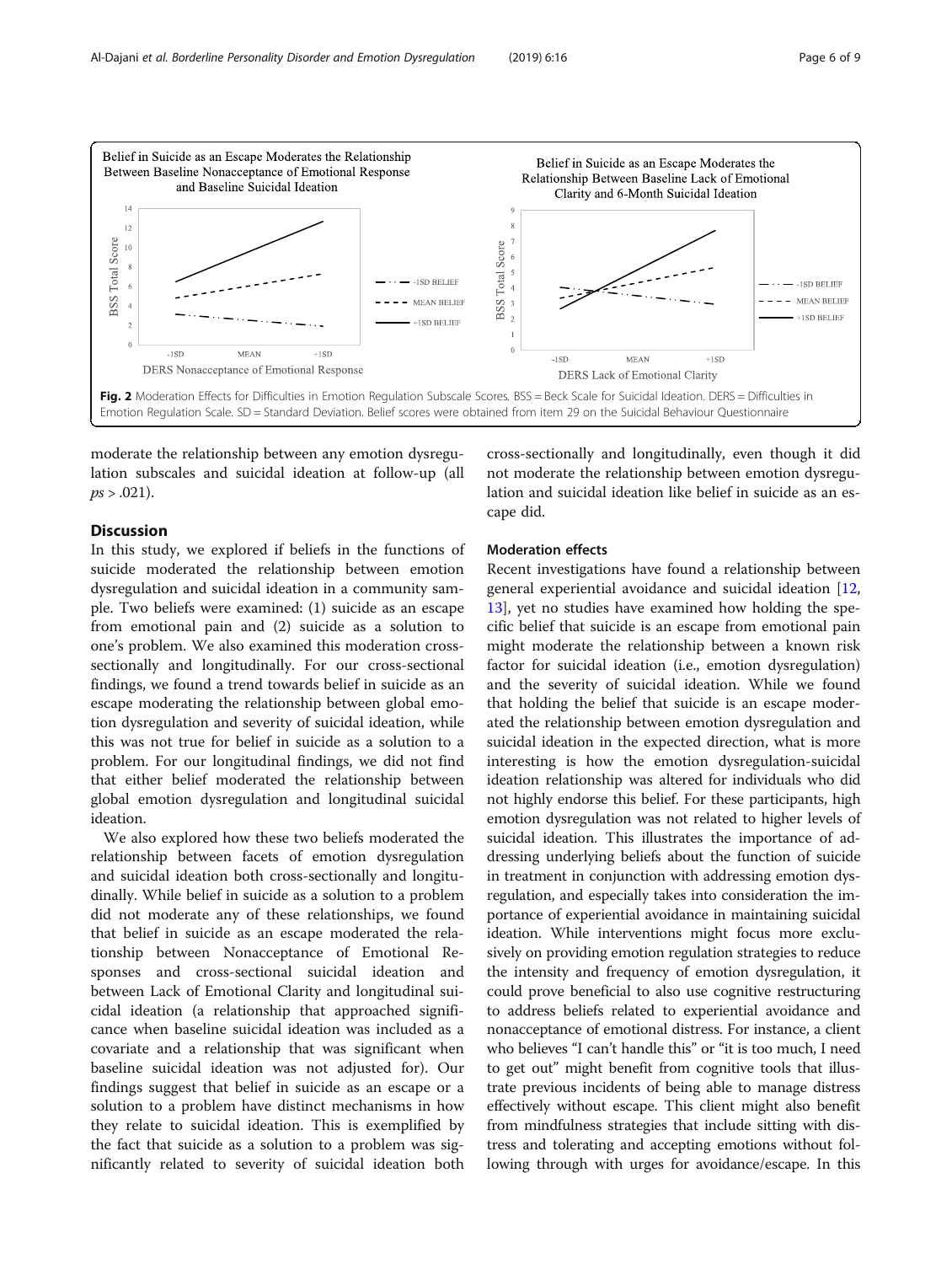Fig. 2 Moderation Effects for Difficulties in Emotion Regulation Subscale Scores. BSS = Beck Scale for Suicidal Ideation. DERS = Difficulties in Emotion Regulation Scale. SD = Standard Deviation. Belief scores were obtained from item 29 on the Suicidal Behaviour Questionnaire

moderate the relationship between any emotion dysregulation subscales and suicidal ideation at follow-up (all $ps > .021$).

## Discussion

In this study, we explored if beliefs in the functions of suicide moderated the relationship between emotion dysregulation and suicidal ideation in a community sample. Two beliefs were examined: (1) suicide as an escape from emotional pain and (2) suicide as a solution to one's problem. We also examined this moderation cross-sectionally and longitudinally. For our cross-sectional findings, we found a trend towards belief in suicide as an escape moderating the relationship between global emotion dysregulation and severity of suicidal ideation, while this was not true for belief in suicide as a solution to a problem. For our longitudinal findings, we did not find that either belief moderated the relationship between global emotion dysregulation and longitudinal suicidal ideation.

We also explored how these two beliefs moderated the relationship between facets of emotion dysregulation and suicidal ideation both cross-sectionally and longitudinally. While belief in suicide as a solution to a problem did not moderate any of these relationships, we found that belief in suicide as an escape moderated the relationship between Nonacceptance of Emotional Responses and cross-sectional suicidal ideation and between Lack of Emotional Clarity and longitudinal suicidal ideation (a relationship that approached significance when baseline suicidal ideation was included as a covariate and a relationship that was significant when baseline suicidal ideation was not adjusted for). Our findings suggest that belief in suicide as an escape or a solution to a problem have distinct mechanisms in how they relate to suicidal ideation. This is exemplified by the fact that suicide as a solution to a problem was significantly related to severity of suicidal ideation both cross-sectionally and longitudinally, even though it did not moderate the relationship between emotion dysregulation and suicidal ideation like belief in suicide as an escape did.

### Moderation effects

Recent investigations have found a relationship between general experiential avoidance and suicidal ideation [12, 13], yet no studies have examined how holding the specific belief that suicide is an escape from emotional pain might moderate the relationship between a known risk factor for suicidal ideation (i.e., emotion dysregulation) and the severity of suicidal ideation. While we found that holding the belief that suicide is an escape moderated the relationship between emotion dysregulation and suicidal ideation in the expected direction, what is more interesting is how the emotion dysregulation-suicidal ideation relationship was altered for individuals who did not highly endorse this belief. For these participants, high emotion dysregulation was not related to higher levels of suicidal ideation. This illustrates the importance of addressing underlying beliefs about the function of suicide in treatment in conjunction with addressing emotion dysregulation, and especially takes into consideration the importance of experiential avoidance in maintaining suicidal ideation. While interventions might focus more exclusively on providing emotion regulation strategies to reduce the intensity and frequency of emotion dysregulation, it could prove beneficial to also use cognitive restructuring to address beliefs related to experiential avoidance and nonacceptance of emotional distress. For instance, a client who believes "I can't handle this" or "it is too much, I need to get out" might benefit from cognitive tools that illustrate previous incidents of being able to manage distress effectively without escape. This client might also benefit from mindfulness strategies that include sitting with distress and tolerating and accepting emotions without following through with urges for avoidance/escape. In this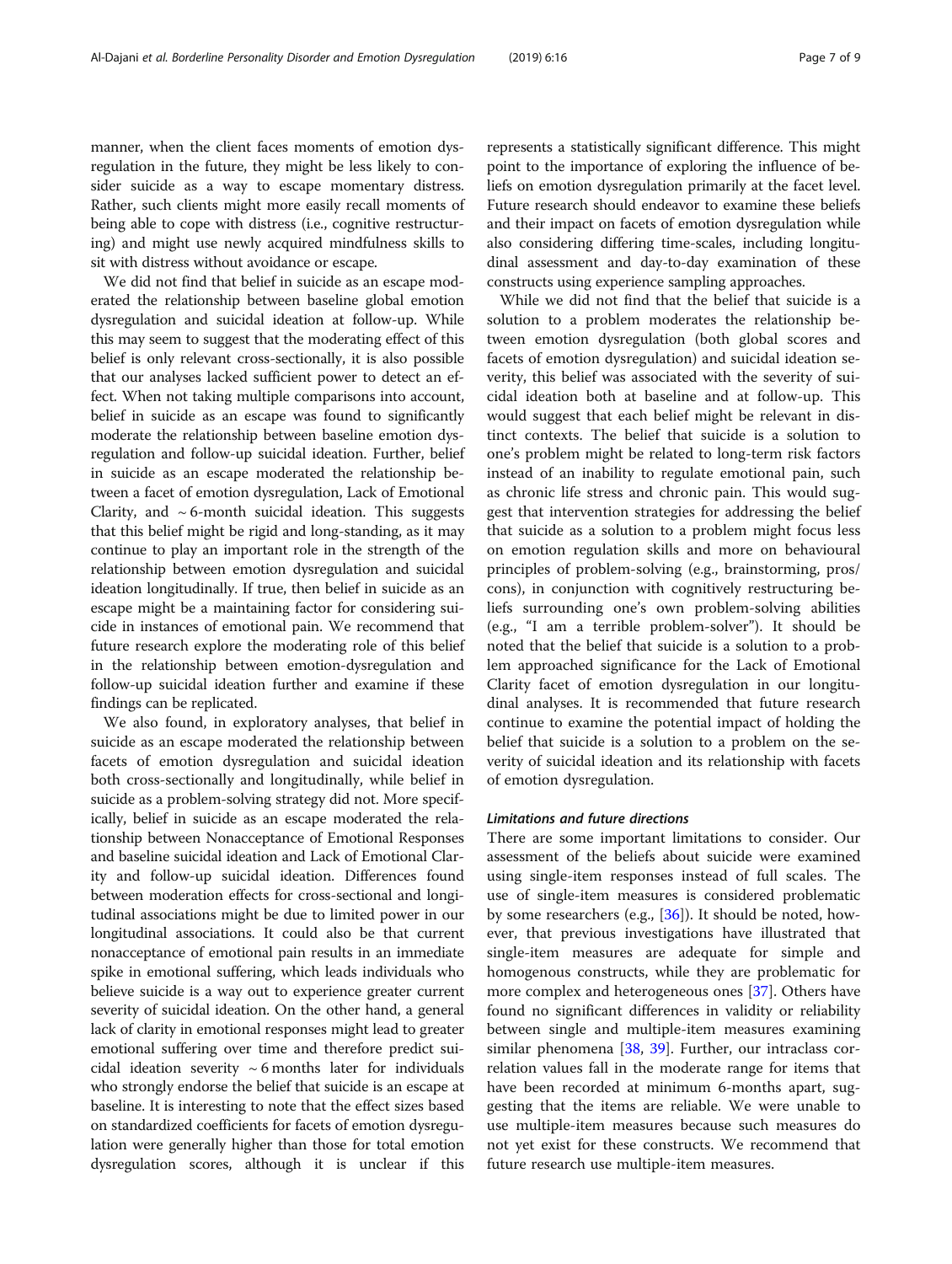manner, when the client faces moments of emotion dysregulation in the future, they might be less likely to consider suicide as a way to escape momentary distress. Rather, such clients might more easily recall moments of being able to cope with distress (i.e., cognitive restructuring) and might use newly acquired mindfulness skills to sit with distress without avoidance or escape.

We did not find that belief in suicide as an escape moderated the relationship between baseline global emotion dysregulation and suicidal ideation at follow-up. While this may seem to suggest that the moderating effect of this belief is only relevant cross-sectionally, it is also possible that our analyses lacked sufficient power to detect an effect. When not taking multiple comparisons into account, belief in suicide as an escape was found to significantly moderate the relationship between baseline emotion dysregulation and follow-up suicidal ideation. Further, belief in suicide as an escape moderated the relationship between a facet of emotion dysregulation, Lack of Emotional Clarity, and ~ 6-month suicidal ideation. This suggests that this belief might be rigid and long-standing, as it may continue to play an important role in the strength of the relationship between emotion dysregulation and suicidal ideation longitudinally. If true, then belief in suicide as an escape might be a maintaining factor for considering suicide in instances of emotional pain. We recommend that future research explore the moderating role of this belief in the relationship between emotion-dysregulation and follow-up suicidal ideation further and examine if these findings can be replicated.

We also found, in exploratory analyses, that belief in suicide as an escape moderated the relationship between facets of emotion dysregulation and suicidal ideation both cross-sectionally and longitudinally, while belief in suicide as a problem-solving strategy did not. More specifically, belief in suicide as an escape moderated the relationship between Nonacceptance of Emotional Responses and baseline suicidal ideation and Lack of Emotional Clarity and follow-up suicidal ideation. Differences found between moderation effects for cross-sectional and longitudinal associations might be due to limited power in our longitudinal associations. It could also be that current nonacceptance of emotional pain results in an immediate spike in emotional suffering, which leads individuals who believe suicide is a way out to experience greater current severity of suicidal ideation. On the other hand, a general lack of clarity in emotional responses might lead to greater emotional suffering over time and therefore predict suicidal ideation severity ~ 6 months later for individuals who strongly endorse the belief that suicide is an escape at baseline. It is interesting to note that the effect sizes based on standardized coefficients for facets of emotion dysregulation were generally higher than those for total emotion dysregulation scores, although it is unclear if this represents a statistically significant difference. This might point to the importance of exploring the influence of beliefs on emotion dysregulation primarily at the facet level. Future research should endeavor to examine these beliefs and their impact on facets of emotion dysregulation while also considering differing time-scales, including longitudinal assessment and day-to-day examination of these constructs using experience sampling approaches.

While we did not find that the belief that suicide is a solution to a problem moderates the relationship between emotion dysregulation (both global scores and facets of emotion dysregulation) and suicidal ideation severity, this belief was associated with the severity of suicidal ideation both at baseline and at follow-up. This would suggest that each belief might be relevant in distinct contexts. The belief that suicide is a solution to one's problem might be related to long-term risk factors instead of an inability to regulate emotional pain, such as chronic life stress and chronic pain. This would suggest that intervention strategies for addressing the belief that suicide as a solution to a problem might focus less on emotion regulation skills and more on behavioural principles of problem-solving (e.g., brainstorming, pros/cons), in conjunction with cognitively restructuring beliefs surrounding one's own problem-solving abilities (e.g., "I am a terrible problem-solver"). It should be noted that the belief that suicide is a solution to a problem approached significance for the Lack of Emotional Clarity facet of emotion dysregulation in our longitudinal analyses. It is recommended that future research continue to examine the potential impact of holding the belief that suicide is a solution to a problem on the severity of suicidal ideation and its relationship with facets of emotion dysregulation.

### *Limitations and future directions*

There are some important limitations to consider. Our assessment of the beliefs about suicide were examined using single-item responses instead of full scales. The use of single-item measures is considered problematic by some researchers (e.g., [36]). It should be noted, however, that previous investigations have illustrated that single-item measures are adequate for simple and homogenous constructs, while they are problematic for more complex and heterogeneous ones [37]. Others have found no significant differences in validity or reliability between single and multiple-item measures examining similar phenomena [38, 39]. Further, our intraclass correlation values fall in the moderate range for items that have been recorded at minimum 6-months apart, suggesting that the items are reliable. We were unable to use multiple-item measures because such measures do not yet exist for these constructs. We recommend that future research use multiple-item measures.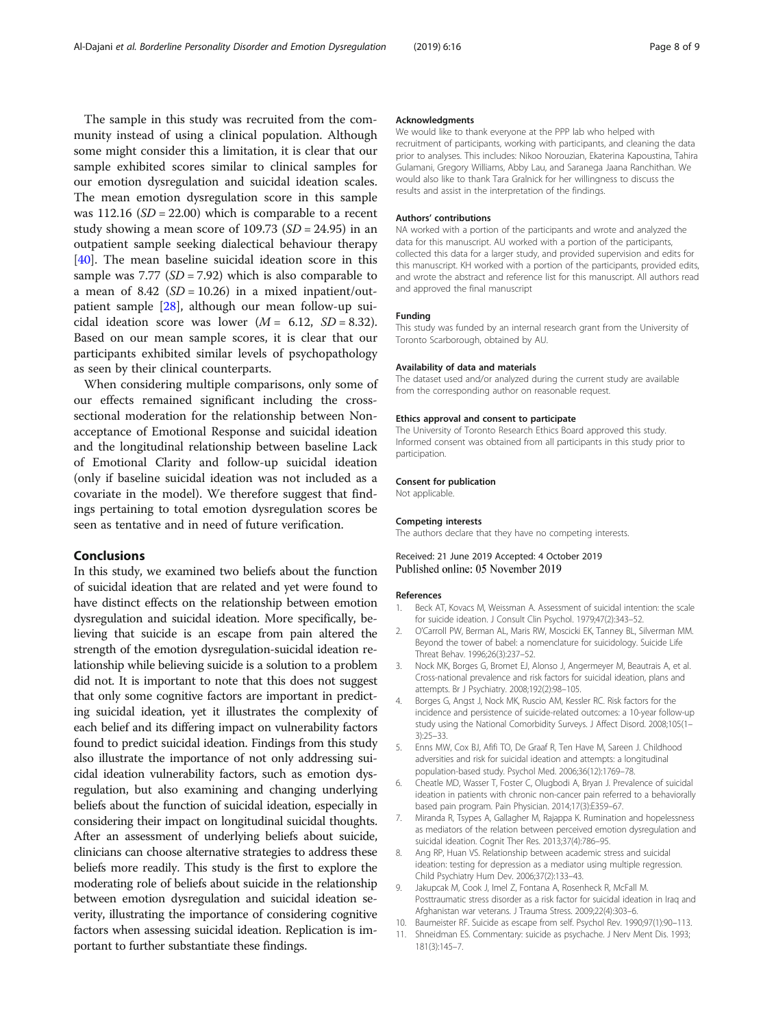The sample in this study was recruited from the community instead of using a clinical population. Although some might consider this a limitation, it is clear that our sample exhibited scores similar to clinical samples for our emotion dysregulation and suicidal ideation scales. The mean emotion dysregulation score in this sample was 112.16 ($SD = 22.00$) which is comparable to a recent study showing a mean score of 109.73 ($SD = 24.95$) in an outpatient sample seeking dialectical behaviour therapy [40]. The mean baseline suicidal ideation score in this sample was 7.77 ($SD = 7.92$) which is also comparable to a mean of 8.42 ($SD = 10.26$) in a mixed inpatient/outpatient sample [28], although our mean follow-up suicidal ideation score was lower ($M = 6.12$, $SD = 8.32$). Based on our mean sample scores, it is clear that our participants exhibited similar levels of psychopathology as seen by their clinical counterparts.

When considering multiple comparisons, only some of our effects remained significant including the cross-sectional moderation for the relationship between Non-acceptance of Emotional Response and suicidal ideation and the longitudinal relationship between baseline Lack of Emotional Clarity and follow-up suicidal ideation (only if baseline suicidal ideation was not included as a covariate in the model). We therefore suggest that findings pertaining to total emotion dysregulation scores be seen as tentative and in need of future verification.

## Conclusions

In this study, we examined two beliefs about the function of suicidal ideation that are related and yet were found to have distinct effects on the relationship between emotion dysregulation and suicidal ideation. More specifically, believing that suicide is an escape from pain altered the strength of the emotion dysregulation-suicidal ideation relationship while believing suicide is a solution to a problem did not. It is important to note that this does not suggest that only some cognitive factors are important in predicting suicidal ideation, yet it illustrates the complexity of each belief and its differing impact on vulnerability factors found to predict suicidal ideation. Findings from this study also illustrate the importance of not only addressing suicidal ideation vulnerability factors, such as emotion dysregulation, but also examining and changing underlying beliefs about the function of suicidal ideation, especially in considering their impact on longitudinal suicidal thoughts. After an assessment of underlying beliefs about suicide, clinicians can choose alternative strategies to address these beliefs more readily. This study is the first to explore the moderating role of beliefs about suicide in the relationship between emotion dysregulation and suicidal ideation severity, illustrating the importance of considering cognitive factors when assessing suicidal ideation. Replication is important to further substantiate these findings.

#### Acknowledgments

We would like to thank everyone at the PPP lab who helped with recruitment of participants, working with participants, and cleaning the data prior to analyses. This includes: Nikoo Norouzian, Ekaterina Kapoustina, Tahira Gulamani, Gregory Williams, Abby Lau, and Saranega Jaana Ranchithan. We would also like to thank Tara Gralnick for her willingness to discuss the results and assist in the interpretation of the findings.

#### Authors' contributions

NA worked with a portion of the participants and wrote and analyzed the data for this manuscript. AU worked with a portion of the participants, collected this data for a larger study, and provided supervision and edits for this manuscript. KH worked with a portion of the participants, provided edits, and wrote the abstract and reference list for this manuscript. All authors read and approved the final manuscript

#### Funding

This study was funded by an internal research grant from the University of Toronto Scarborough, obtained by AU.

#### Availability of data and materials

The dataset used and/or analyzed during the current study are available from the corresponding author on reasonable request.

#### Ethics approval and consent to participate

The University of Toronto Research Ethics Board approved this study. Informed consent was obtained from all participants in this study prior to participation.

#### Consent for publication

Not applicable.

#### Competing interests

The authors declare that they have no competing interests.

Received: 21 June 2019 Accepted: 4 October 2019
Published online: 05 November 2019

#### References

1. Beck AT, Kovacs M, Weissman A. Assessment of suicidal intention: the scale for suicide ideation. J Consult Clin Psychol. 1979;47(2):343–52.
2. O'Carroll PW, Berman AL, Maris RW, Moscicki EK, Tanney BL, Silverman MM. Beyond the tower of babel: a nomenclature for suicidology. Suicide Life Threat Behav. 1996;26(3):237–52.
3. Nock MK, Borges G, Bromet EJ, Alonso J, Angermeyer M, Beautrais A, et al. Cross-national prevalence and risk factors for suicidal ideation, plans and attempts. Br J Psychiatry. 2008;192(2):98–105.
4. Borges G, Angst J, Nock MK, Ruscio AM, Kessler RC. Risk factors for the incidence and persistence of suicide-related outcomes: a 10-year follow-up study using the National Comorbidity Surveys. J Affect Disord. 2008;105(1–3):25–33.
5. Enns MW, Cox BJ, Afifi TO, De Graaf R, Ten Have M, Sareen J. Childhood adversities and risk for suicidal ideation and attempts: a longitudinal population-based study. Psychol Med. 2006;36(12):1769–78.
6. Cheatle MD, Wasser T, Foster C, Olugbodi A, Bryan J. Prevalence of suicidal ideation in patients with chronic non-cancer pain referred to a behaviorally based pain program. Pain Physician. 2014;17(3):E359–67.
7. Miranda R, Tsypes A, Gallagher M, Rajappa K. Rumination and hopelessness as mediators of the relation between perceived emotion dysregulation and suicidal ideation. Cognit Ther Res. 2013;37(4):786–95.
8. Ang RP, Huan VS. Relationship between academic stress and suicidal ideation: testing for depression as a mediator using multiple regression. Child Psychiatry Hum Dev. 2006;37(2):133–43.
9. Jakupcak M, Cook J, Imel Z, Fontana A, Rosenheck R, McFall M. Posttraumatic stress disorder as a risk factor for suicidal ideation in Iraq and Afghanistan war veterans. J Trauma Stress. 2009;22(4):303–6.
10. Baumeister RF. Suicide as escape from self. Psychol Rev. 1990;97(1):90–113.
11. Shneidman ES. Commentary: suicide as psychache. J Nerv Ment Dis. 1993;181(3):145–7.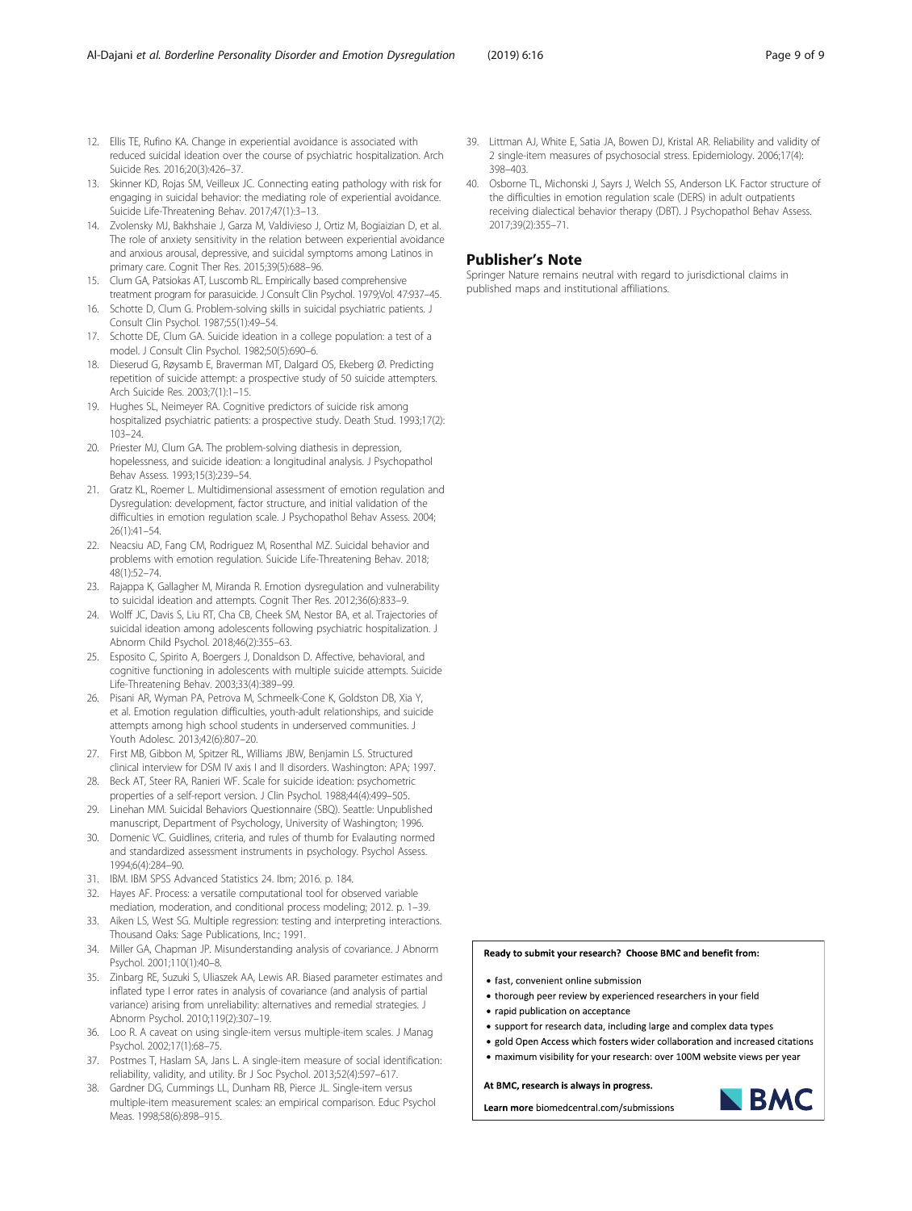12. Ellis TE, Rufino KA. Change in experiential avoidance is associated with reduced suicidal ideation over the course of psychiatric hospitalization. Arch Suicide Res. 2016;20(3):426–37.
13. Skinner KD, Rojas SM, Veilleux JC. Connecting eating pathology with risk for engaging in suicidal behavior: the mediating role of experiential avoidance. Suicide Life-Threatening Behav. 2017;47(1):3–13.
14. Zvolensky MJ, Bakhshaie J, Garza M, Valdivieso J, Ortiz M, Bogiaizian D, et al. The role of anxiety sensitivity in the relation between experiential avoidance and anxious arousal, depressive, and suicidal symptoms among Latinos in primary care. Cognit Ther Res. 2015;39(5):688–96.
15. Clum GA, Patsiokas AT, Luscomb RL. Empirically based comprehensive treatment program for parasuicide. J Consult Clin Psychol. 1979;Vol. 47:937–45.
16. Schotte D, Clum G. Problem-solving skills in suicidal psychiatric patients. J Consult Clin Psychol. 1987;55(1):49–54.
17. Schotte DE, Clum GA. Suicide ideation in a college population: a test of a model. J Consult Clin Psychol. 1982;50(5):690–6.
18. Dieserud G, Røysamb E, Braverman MT, Dalgard OS, Ekeberg Ø. Predicting repetition of suicide attempt: a prospective study of 50 suicide attempters. Arch Suicide Res. 2003;7(1):1–15.
19. Hughes SL, Neimeyer RA. Cognitive predictors of suicide risk among hospitalized psychiatric patients: a prospective study. Death Stud. 1993;17(2): 103–24.
20. Priester MJ, Clum GA. The problem-solving diathesis in depression, hopelessness, and suicide ideation: a longitudinal analysis. J Psychopathol Behav Assess. 1993;15(3):239–54.
21. Gratz KL, Roemer L. Multidimensional assessment of emotion regulation and Dysregulation: development, factor structure, and initial validation of the difficulties in emotion regulation scale. J Psychopathol Behav Assess. 2004; 26(1):41–54.
22. Neacsiu AD, Fang CM, Rodriguez M, Rosenthal MZ. Suicidal behavior and problems with emotion regulation. Suicide Life-Threatening Behav. 2018; 48(1):52–74.
23. Rajappa K, Gallagher M, Miranda R. Emotion dysregulation and vulnerability to suicidal ideation and attempts. Cognit Ther Res. 2012;36(6):833–9.
24. Wolff JC, Davis S, Liu RT, Cha CB, Cheek SM, Nestor BA, et al. Trajectories of suicidal ideation among adolescents following psychiatric hospitalization. J Abnorm Child Psychol. 2018;46(2):355–63.
25. Esposito C, Spirito A, Boergers J, Donaldson D. Affective, behavioral, and cognitive functioning in adolescents with multiple suicide attempts. Suicide Life-Threatening Behav. 2003;33(4):389–99.
26. Pisani AR, Wyman PA, Petrova M, Schmeelk-Cone K, Goldston DB, Xia Y, et al. Emotion regulation difficulties, youth-adult relationships, and suicide attempts among high school students in underserved communities. J Youth Adolesc. 2013;42(6):807–20.
27. First MB, Gibbon M, Spitzer RL, Williams JBW, Benjamin LS. Structured clinical interview for DSM IV axis I and II disorders. Washington: APA; 1997.
28. Beck AT, Steer RA, Ranieri WF. Scale for suicide ideation: psychometric properties of a self-report version. J Clin Psychol. 1988;44(4):499–505.
29. Linehan MM. Suicidal Behaviors Questionnaire (SBQ). Seattle: Unpublished manuscript, Department of Psychology, University of Washington; 1996.
30. Domenic VC. Guidlines, criteria, and rules of thumb for Evalauting normed and standardized assessment instruments in psychology. Psychol Assess. 1994;6(4):284–90.
31. IBM. IBM SPSS Advanced Statistics 24. Ibm; 2016. p. 184.
32. Hayes AF. Process: a versatile computational tool for observed variable mediation, moderation, and conditional process modeling; 2012. p. 1–39.
33. Aiken LS, West SG. Multiple regression: testing and interpreting interactions. Thousand Oaks: Sage Publications, Inc.; 1991.
34. Miller GA, Chapman JP. Misunderstanding analysis of covariance. J Abnorm Psychol. 2001;110(1):40–8.
35. Zinbarg RE, Suzuki S, Uliaszek AA, Lewis AR. Biased parameter estimates and inflated type I error rates in analysis of covariance (and analysis of partial variance) arising from unreliability: alternatives and remedial strategies. J Abnorm Psychol. 2010;119(2):307–19.
36. Loo R. A caveat on using single-item versus multiple-item scales. J Manag Psychol. 2002;17(1):68–75.
37. Postmes T, Haslam SA, Jans L. A single-item measure of social identification: reliability, validity, and utility. Br J Soc Psychol. 2013;52(4):597–617.
38. Gardner DG, Cummings LL, Dunham RB, Pierce JL. Single-item versus multiple-item measurement scales: an empirical comparison. Educ Psychol Meas. 1998;58(6):898–915.
39. Littman AJ, White E, Satia JA, Bowen DJ, Kristal AR. Reliability and validity of 2 single-item measures of psychosocial stress. Epidemiology. 2006;17(4): 398–403.
40. Osborne TL, Michonski J, Sayrs J, Welch SS, Anderson LK. Factor structure of the difficulties in emotion regulation scale (DERS) in adult outpatients receiving dialectical behavior therapy (DBT). J Psychopathol Behav Assess. 2017;39(2):355–71.

## Publisher's Note

Springer Nature remains neutral with regard to jurisdictional claims in published maps and institutional affiliations.

**Ready to submit your research? Choose BMC and benefit from:**

- fast, convenient online submission
- thorough peer review by experienced researchers in your field
- rapid publication on acceptance
- support for research data, including large and complex data types
- gold Open Access which fosters wider collaboration and increased citations
- maximum visibility for your research: over 100M website views per year

**At BMC, research is always in progress.**

**Learn more** biomedcentral.com/submissions

BMC